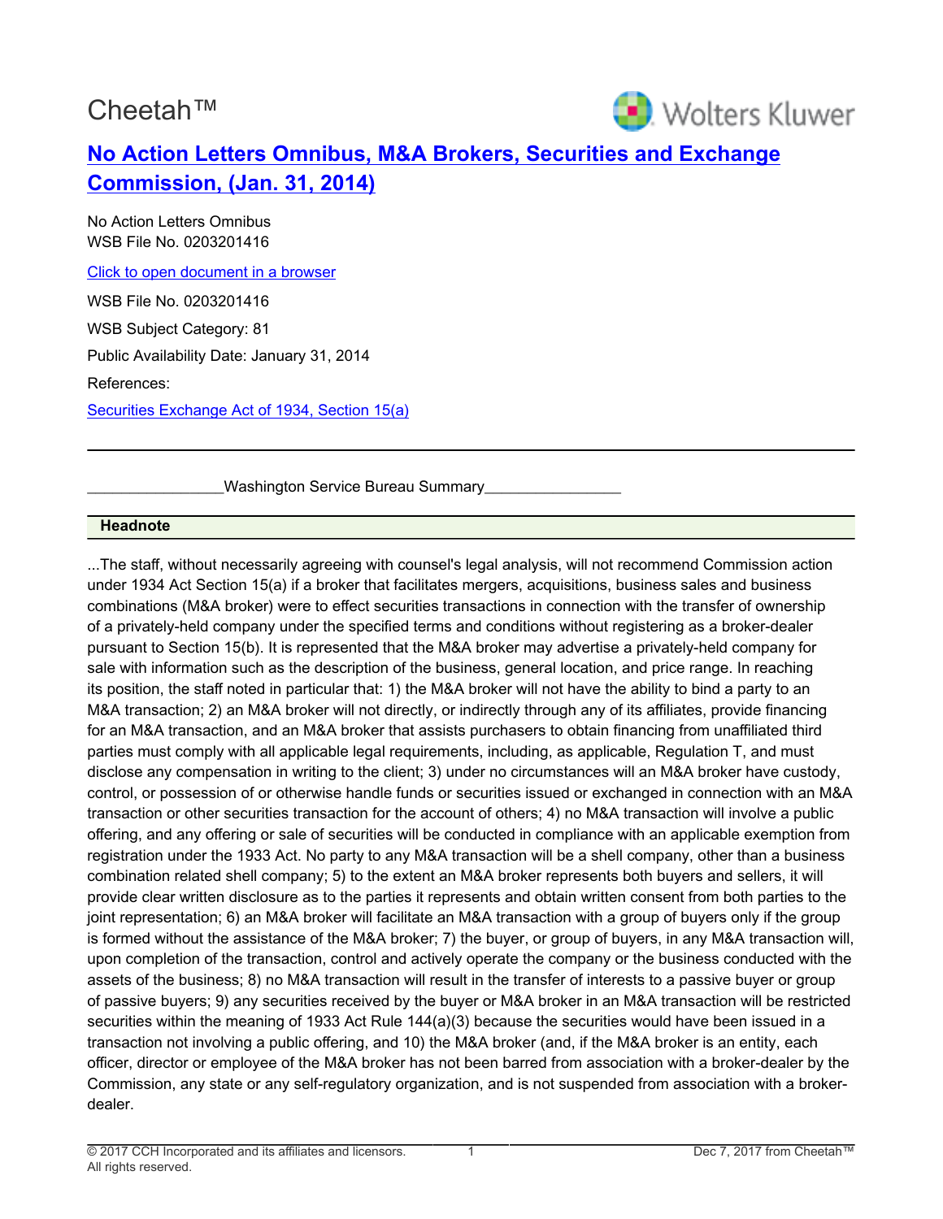Cheetah™

Wolters Kluwer

# No Action Letters Omnibus, M&A Brokers, Securities and Exchange Commission, (Jan. 31, 2014)

No Action Letters Omnibus
WSB File No. 0203201416

Click to open document in a browser

WSB File No. 0203201416

WSB Subject Category: 81

Public Availability Date: January 31, 2014

References:

Securities Exchange Act of 1934, Section 15(a)

---

________________Washington Service Bureau Summary________________

**Headnote**

...The staff, without necessarily agreeing with counsel's legal analysis, will not recommend Commission action under 1934 Act Section 15(a) if a broker that facilitates mergers, acquisitions, business sales and business combinations (M&A broker) were to effect securities transactions in connection with the transfer of ownership of a privately-held company under the specified terms and conditions without registering as a broker-dealer pursuant to Section 15(b). It is represented that the M&A broker may advertise a privately-held company for sale with information such as the description of the business, general location, and price range. In reaching its position, the staff noted in particular that: 1) the M&A broker will not have the ability to bind a party to an M&A transaction; 2) an M&A broker will not directly, or indirectly through any of its affiliates, provide financing for an M&A transaction, and an M&A broker that assists purchasers to obtain financing from unaffiliated third parties must comply with all applicable legal requirements, including, as applicable, Regulation T, and must disclose any compensation in writing to the client; 3) under no circumstances will an M&A broker have custody, control, or possession of or otherwise handle funds or securities issued or exchanged in connection with an M&A transaction or other securities transaction for the account of others; 4) no M&A transaction will involve a public offering, and any offering or sale of securities will be conducted in compliance with an applicable exemption from registration under the 1933 Act. No party to any M&A transaction will be a shell company, other than a business combination related shell company; 5) to the extent an M&A broker represents both buyers and sellers, it will provide clear written disclosure as to the parties it represents and obtain written consent from both parties to the joint representation; 6) an M&A broker will facilitate an M&A transaction with a group of buyers only if the group is formed without the assistance of the M&A broker; 7) the buyer, or group of buyers, in any M&A transaction will, upon completion of the transaction, control and actively operate the company or the business conducted with the assets of the business; 8) no M&A transaction will result in the transfer of interests to a passive buyer or group of passive buyers; 9) any securities received by the buyer or M&A broker in an M&A transaction will be restricted securities within the meaning of 1933 Act Rule 144(a)(3) because the securities would have been issued in a transaction not involving a public offering, and 10) the M&A broker (and, if the M&A broker is an entity, each officer, director or employee of the M&A broker has not been barred from association with a broker-dealer by the Commission, any state or any self-regulatory organization, and is not suspended from association with a broker-dealer.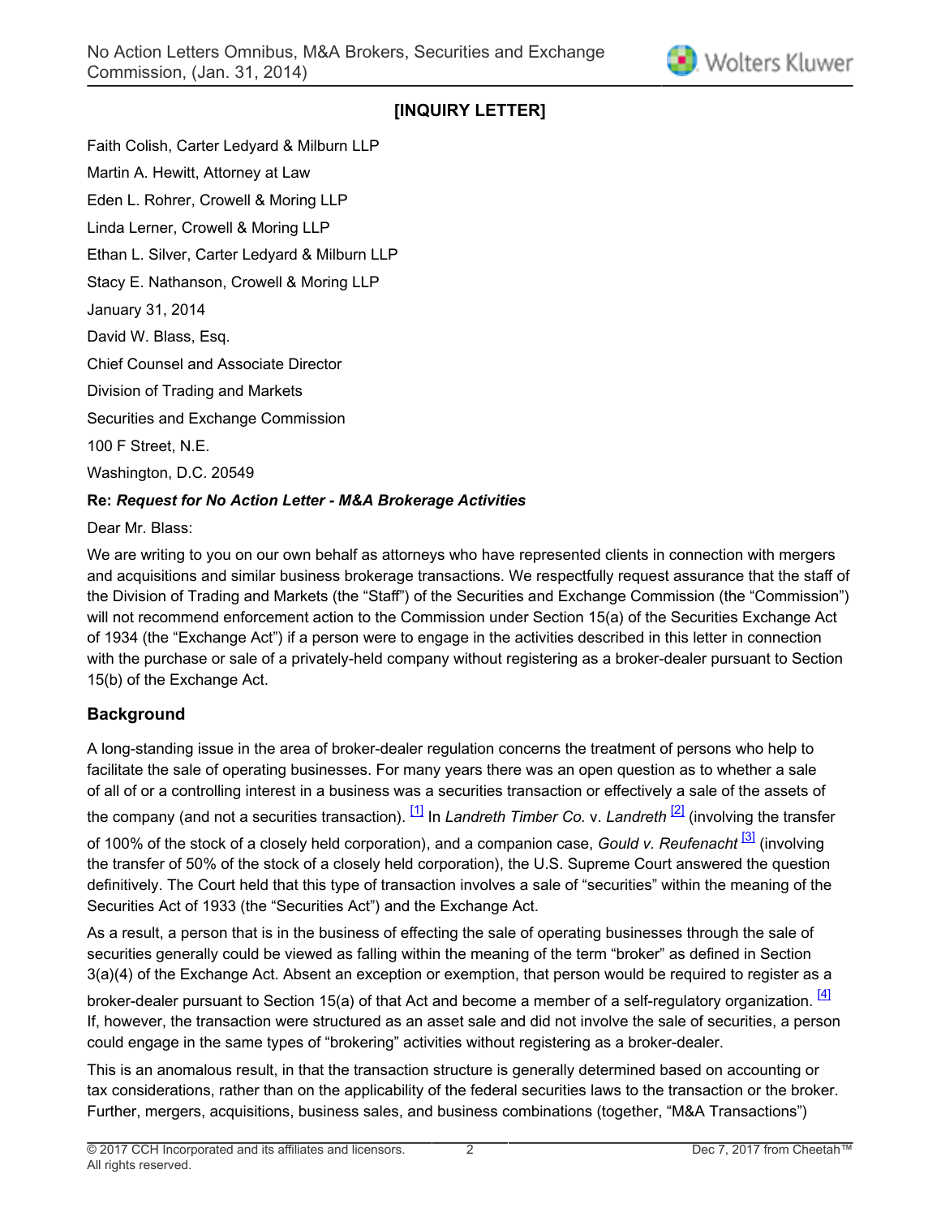## [INQUIRY LETTER]

Faith Colish, Carter Ledyard & Milburn LLP

Martin A. Hewitt, Attorney at Law

Eden L. Rohrer, Crowell & Moring LLP

Linda Lerner, Crowell & Moring LLP

Ethan L. Silver, Carter Ledyard & Milburn LLP

Stacy E. Nathanson, Crowell & Moring LLP

January 31, 2014

David W. Blass, Esq.

Chief Counsel and Associate Director

Division of Trading and Markets

Securities and Exchange Commission

100 F Street, N.E.

Washington, D.C. 20549

**Re: *Request for No Action Letter - M&A Brokerage Activities***

Dear Mr. Blass:

We are writing to you on our own behalf as attorneys who have represented clients in connection with mergers and acquisitions and similar business brokerage transactions. We respectfully request assurance that the staff of the Division of Trading and Markets (the "Staff") of the Securities and Exchange Commission (the "Commission") will not recommend enforcement action to the Commission under Section 15(a) of the Securities Exchange Act of 1934 (the "Exchange Act") if a person were to engage in the activities described in this letter in connection with the purchase or sale of a privately-held company without registering as a broker-dealer pursuant to Section 15(b) of the Exchange Act.

### Background

A long-standing issue in the area of broker-dealer regulation concerns the treatment of persons who help to facilitate the sale of operating businesses. For many years there was an open question as to whether a sale of all of or a controlling interest in a business was a securities transaction or effectively a sale of the assets of the company (and not a securities transaction). [1] In *Landreth Timber Co.* v. *Landreth* [2] (involving the transfer of 100% of the stock of a closely held corporation), and a companion case, *Gould v. Reufenacht* [3] (involving the transfer of 50% of the stock of a closely held corporation), the U.S. Supreme Court answered the question definitively. The Court held that this type of transaction involves a sale of "securities" within the meaning of the Securities Act of 1933 (the "Securities Act") and the Exchange Act.

As a result, a person that is in the business of effecting the sale of operating businesses through the sale of securities generally could be viewed as falling within the meaning of the term "broker" as defined in Section 3(a)(4) of the Exchange Act. Absent an exception or exemption, that person would be required to register as a broker-dealer pursuant to Section 15(a) of that Act and become a member of a self-regulatory organization. [4] If, however, the transaction were structured as an asset sale and did not involve the sale of securities, a person could engage in the same types of "brokering" activities without registering as a broker-dealer.

This is an anomalous result, in that the transaction structure is generally determined based on accounting or tax considerations, rather than on the applicability of the federal securities laws to the transaction or the broker. Further, mergers, acquisitions, business sales, and business combinations (together, "M&A Transactions")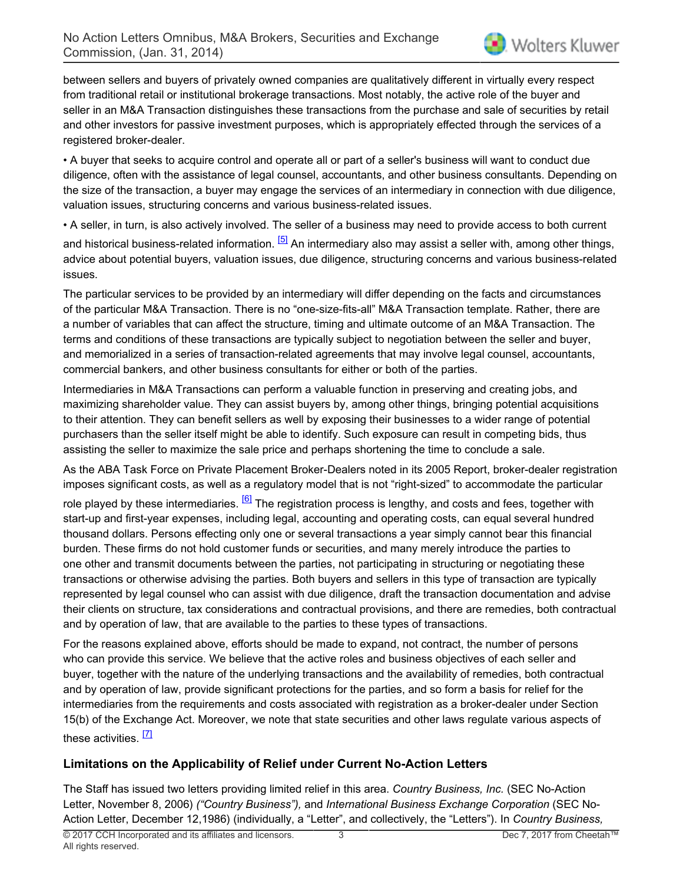between sellers and buyers of privately owned companies are qualitatively different in virtually every respect from traditional retail or institutional brokerage transactions. Most notably, the active role of the buyer and seller in an M&A Transaction distinguishes these transactions from the purchase and sale of securities by retail and other investors for passive investment purposes, which is appropriately effected through the services of a registered broker-dealer.

• A buyer that seeks to acquire control and operate all or part of a seller's business will want to conduct due diligence, often with the assistance of legal counsel, accountants, and other business consultants. Depending on the size of the transaction, a buyer may engage the services of an intermediary in connection with due diligence, valuation issues, structuring concerns and various business-related issues.

• A seller, in turn, is also actively involved. The seller of a business may need to provide access to both current and historical business-related information. [5] An intermediary also may assist a seller with, among other things, advice about potential buyers, valuation issues, due diligence, structuring concerns and various business-related issues.

The particular services to be provided by an intermediary will differ depending on the facts and circumstances of the particular M&A Transaction. There is no "one-size-fits-all" M&A Transaction template. Rather, there are a number of variables that can affect the structure, timing and ultimate outcome of an M&A Transaction. The terms and conditions of these transactions are typically subject to negotiation between the seller and buyer, and memorialized in a series of transaction-related agreements that may involve legal counsel, accountants, commercial bankers, and other business consultants for either or both of the parties.

Intermediaries in M&A Transactions can perform a valuable function in preserving and creating jobs, and maximizing shareholder value. They can assist buyers by, among other things, bringing potential acquisitions to their attention. They can benefit sellers as well by exposing their businesses to a wider range of potential purchasers than the seller itself might be able to identify. Such exposure can result in competing bids, thus assisting the seller to maximize the sale price and perhaps shortening the time to conclude a sale.

As the ABA Task Force on Private Placement Broker-Dealers noted in its 2005 Report, broker-dealer registration imposes significant costs, as well as a regulatory model that is not "right-sized" to accommodate the particular role played by these intermediaries. [6] The registration process is lengthy, and costs and fees, together with start-up and first-year expenses, including legal, accounting and operating costs, can equal several hundred thousand dollars. Persons effecting only one or several transactions a year simply cannot bear this financial burden. These firms do not hold customer funds or securities, and many merely introduce the parties to one other and transmit documents between the parties, not participating in structuring or negotiating these transactions or otherwise advising the parties. Both buyers and sellers in this type of transaction are typically represented by legal counsel who can assist with due diligence, draft the transaction documentation and advise their clients on structure, tax considerations and contractual provisions, and there are remedies, both contractual and by operation of law, that are available to the parties to these types of transactions.

For the reasons explained above, efforts should be made to expand, not contract, the number of persons who can provide this service. We believe that the active roles and business objectives of each seller and buyer, together with the nature of the underlying transactions and the availability of remedies, both contractual and by operation of law, provide significant protections for the parties, and so form a basis for relief for the intermediaries from the requirements and costs associated with registration as a broker-dealer under Section 15(b) of the Exchange Act. Moreover, we note that state securities and other laws regulate various aspects of these activities. [7]

## Limitations on the Applicability of Relief under Current No-Action Letters

The Staff has issued two letters providing limited relief in this area. *Country Business, Inc.* (SEC No-Action Letter, November 8, 2006) *("Country Business"),* and *International Business Exchange Corporation* (SEC No-Action Letter, December 12,1986) (individually, a "Letter", and collectively, the "Letters"). In *Country Business,*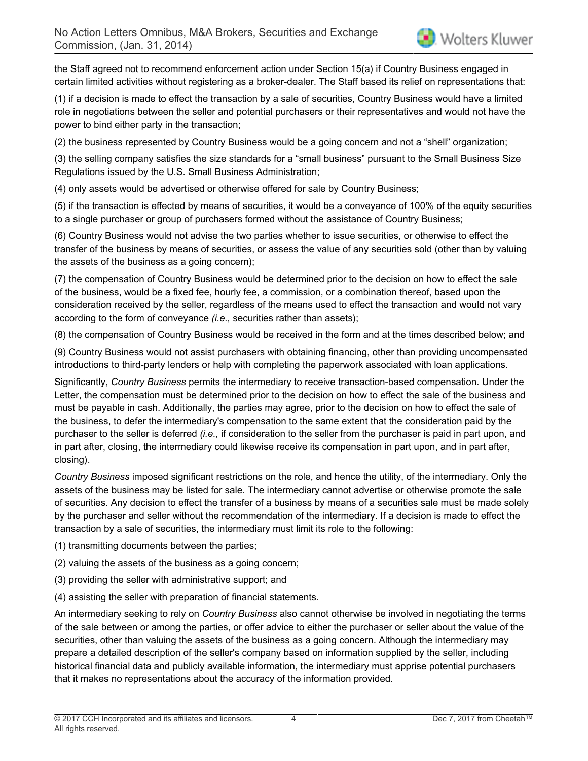the Staff agreed not to recommend enforcement action under Section 15(a) if Country Business engaged in certain limited activities without registering as a broker-dealer. The Staff based its relief on representations that:

(1) if a decision is made to effect the transaction by a sale of securities, Country Business would have a limited role in negotiations between the seller and potential purchasers or their representatives and would not have the power to bind either party in the transaction;

(2) the business represented by Country Business would be a going concern and not a "shell" organization;

(3) the selling company satisfies the size standards for a "small business" pursuant to the Small Business Size Regulations issued by the U.S. Small Business Administration;

(4) only assets would be advertised or otherwise offered for sale by Country Business;

(5) if the transaction is effected by means of securities, it would be a conveyance of 100% of the equity securities to a single purchaser or group of purchasers formed without the assistance of Country Business;

(6) Country Business would not advise the two parties whether to issue securities, or otherwise to effect the transfer of the business by means of securities, or assess the value of any securities sold (other than by valuing the assets of the business as a going concern);

(7) the compensation of Country Business would be determined prior to the decision on how to effect the sale of the business, would be a fixed fee, hourly fee, a commission, or a combination thereof, based upon the consideration received by the seller, regardless of the means used to effect the transaction and would not vary according to the form of conveyance *(i.e.,* securities rather than assets);

(8) the compensation of Country Business would be received in the form and at the times described below; and

(9) Country Business would not assist purchasers with obtaining financing, other than providing uncompensated introductions to third-party lenders or help with completing the paperwork associated with loan applications.

Significantly, *Country Business* permits the intermediary to receive transaction-based compensation. Under the Letter, the compensation must be determined prior to the decision on how to effect the sale of the business and must be payable in cash. Additionally, the parties may agree, prior to the decision on how to effect the sale of the business, to defer the intermediary's compensation to the same extent that the consideration paid by the purchaser to the seller is deferred *(i.e.,* if consideration to the seller from the purchaser is paid in part upon, and in part after, closing, the intermediary could likewise receive its compensation in part upon, and in part after, closing).

*Country Business* imposed significant restrictions on the role, and hence the utility, of the intermediary. Only the assets of the business may be listed for sale. The intermediary cannot advertise or otherwise promote the sale of securities. Any decision to effect the transfer of a business by means of a securities sale must be made solely by the purchaser and seller without the recommendation of the intermediary. If a decision is made to effect the transaction by a sale of securities, the intermediary must limit its role to the following:

(1) transmitting documents between the parties;

(2) valuing the assets of the business as a going concern;

(3) providing the seller with administrative support; and

(4) assisting the seller with preparation of financial statements.

An intermediary seeking to rely on *Country Business* also cannot otherwise be involved in negotiating the terms of the sale between or among the parties, or offer advice to either the purchaser or seller about the value of the securities, other than valuing the assets of the business as a going concern. Although the intermediary may prepare a detailed description of the seller's company based on information supplied by the seller, including historical financial data and publicly available information, the intermediary must apprise potential purchasers that it makes no representations about the accuracy of the information provided.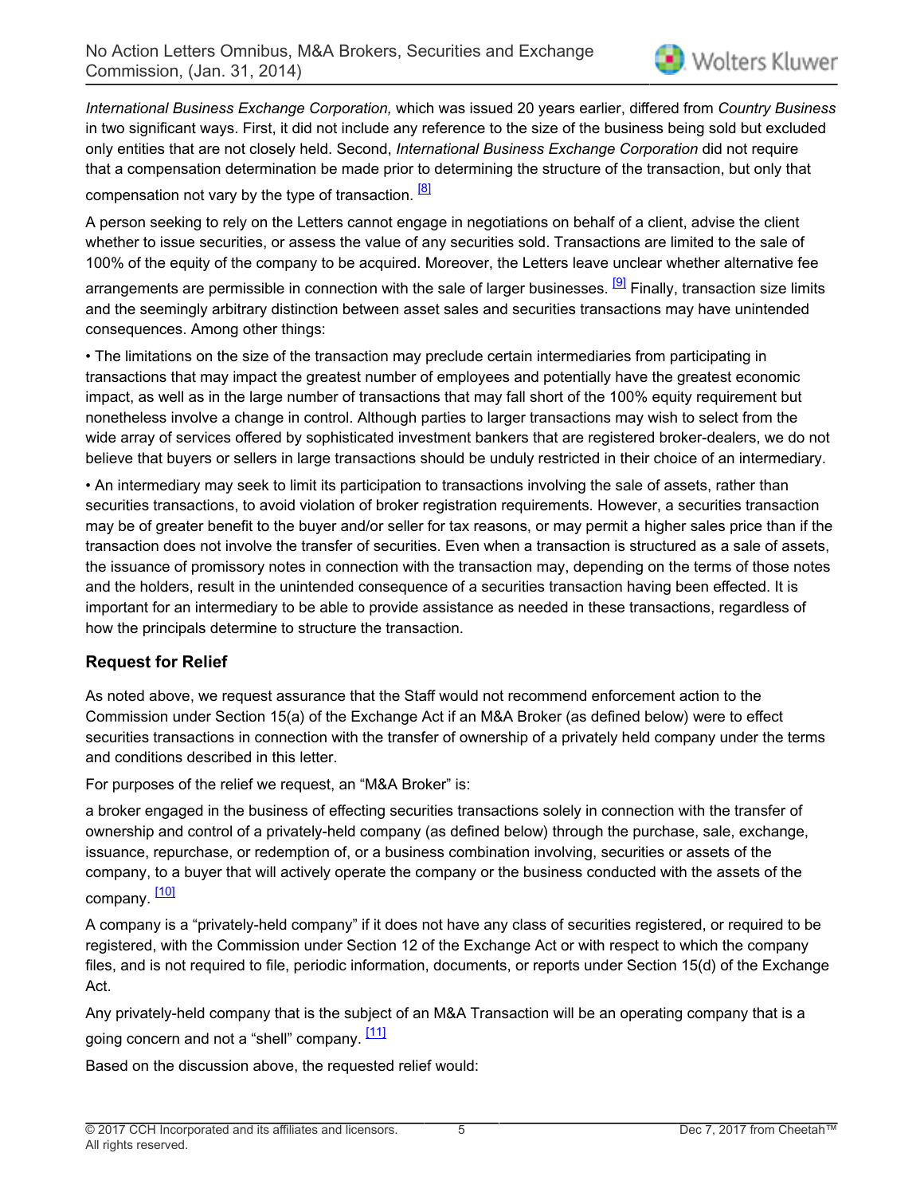*International Business Exchange Corporation,* which was issued 20 years earlier, differed from *Country Business* in two significant ways. First, it did not include any reference to the size of the business being sold but excluded only entities that are not closely held. Second, *International Business Exchange Corporation* did not require that a compensation determination be made prior to determining the structure of the transaction, but only that compensation not vary by the type of transaction. [8]

A person seeking to rely on the Letters cannot engage in negotiations on behalf of a client, advise the client whether to issue securities, or assess the value of any securities sold. Transactions are limited to the sale of 100% of the equity of the company to be acquired. Moreover, the Letters leave unclear whether alternative fee arrangements are permissible in connection with the sale of larger businesses. [9] Finally, transaction size limits and the seemingly arbitrary distinction between asset sales and securities transactions may have unintended consequences. Among other things:

• The limitations on the size of the transaction may preclude certain intermediaries from participating in transactions that may impact the greatest number of employees and potentially have the greatest economic impact, as well as in the large number of transactions that may fall short of the 100% equity requirement but nonetheless involve a change in control. Although parties to larger transactions may wish to select from the wide array of services offered by sophisticated investment bankers that are registered broker-dealers, we do not believe that buyers or sellers in large transactions should be unduly restricted in their choice of an intermediary.

• An intermediary may seek to limit its participation to transactions involving the sale of assets, rather than securities transactions, to avoid violation of broker registration requirements. However, a securities transaction may be of greater benefit to the buyer and/or seller for tax reasons, or may permit a higher sales price than if the transaction does not involve the transfer of securities. Even when a transaction is structured as a sale of assets, the issuance of promissory notes in connection with the transaction may, depending on the terms of those notes and the holders, result in the unintended consequence of a securities transaction having been effected. It is important for an intermediary to be able to provide assistance as needed in these transactions, regardless of how the principals determine to structure the transaction.

## Request for Relief

As noted above, we request assurance that the Staff would not recommend enforcement action to the Commission under Section 15(a) of the Exchange Act if an M&A Broker (as defined below) were to effect securities transactions in connection with the transfer of ownership of a privately held company under the terms and conditions described in this letter.

For purposes of the relief we request, an "M&A Broker" is:

a broker engaged in the business of effecting securities transactions solely in connection with the transfer of ownership and control of a privately-held company (as defined below) through the purchase, sale, exchange, issuance, repurchase, or redemption of, or a business combination involving, securities or assets of the company, to a buyer that will actively operate the company or the business conducted with the assets of the company. [10]

A company is a "privately-held company" if it does not have any class of securities registered, or required to be registered, with the Commission under Section 12 of the Exchange Act or with respect to which the company files, and is not required to file, periodic information, documents, or reports under Section 15(d) of the Exchange Act.

Any privately-held company that is the subject of an M&A Transaction will be an operating company that is a going concern and not a "shell" company. [11]

Based on the discussion above, the requested relief would: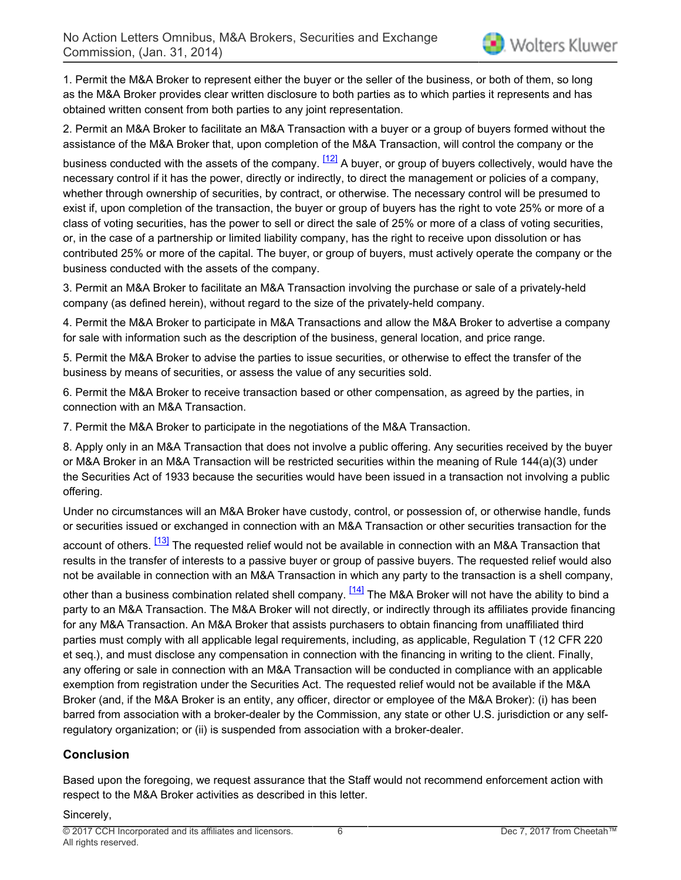1. Permit the M&A Broker to represent either the buyer or the seller of the business, or both of them, so long as the M&A Broker provides clear written disclosure to both parties as to which parties it represents and has obtained written consent from both parties to any joint representation.

2. Permit an M&A Broker to facilitate an M&A Transaction with a buyer or a group of buyers formed without the assistance of the M&A Broker that, upon completion of the M&A Transaction, will control the company or the business conducted with the assets of the company. [12] A buyer, or group of buyers collectively, would have the necessary control if it has the power, directly or indirectly, to direct the management or policies of a company, whether through ownership of securities, by contract, or otherwise. The necessary control will be presumed to exist if, upon completion of the transaction, the buyer or group of buyers has the right to vote 25% or more of a class of voting securities, has the power to sell or direct the sale of 25% or more of a class of voting securities, or, in the case of a partnership or limited liability company, has the right to receive upon dissolution or has contributed 25% or more of the capital. The buyer, or group of buyers, must actively operate the company or the business conducted with the assets of the company.

3. Permit an M&A Broker to facilitate an M&A Transaction involving the purchase or sale of a privately-held company (as defined herein), without regard to the size of the privately-held company.

4. Permit the M&A Broker to participate in M&A Transactions and allow the M&A Broker to advertise a company for sale with information such as the description of the business, general location, and price range.

5. Permit the M&A Broker to advise the parties to issue securities, or otherwise to effect the transfer of the business by means of securities, or assess the value of any securities sold.

6. Permit the M&A Broker to receive transaction based or other compensation, as agreed by the parties, in connection with an M&A Transaction.

7. Permit the M&A Broker to participate in the negotiations of the M&A Transaction.

8. Apply only in an M&A Transaction that does not involve a public offering. Any securities received by the buyer or M&A Broker in an M&A Transaction will be restricted securities within the meaning of Rule 144(a)(3) under the Securities Act of 1933 because the securities would have been issued in a transaction not involving a public offering.

Under no circumstances will an M&A Broker have custody, control, or possession of, or otherwise handle, funds or securities issued or exchanged in connection with an M&A Transaction or other securities transaction for the account of others. [13] The requested relief would not be available in connection with an M&A Transaction that results in the transfer of interests to a passive buyer or group of passive buyers. The requested relief would also not be available in connection with an M&A Transaction in which any party to the transaction is a shell company, other than a business combination related shell company. [14] The M&A Broker will not have the ability to bind a party to an M&A Transaction. The M&A Broker will not directly, or indirectly through its affiliates provide financing for any M&A Transaction. An M&A Broker that assists purchasers to obtain financing from unaffiliated third parties must comply with all applicable legal requirements, including, as applicable, Regulation T (12 CFR 220 et seq.), and must disclose any compensation in connection with the financing in writing to the client. Finally, any offering or sale in connection with an M&A Transaction will be conducted in compliance with an applicable exemption from registration under the Securities Act. The requested relief would not be available if the M&A Broker (and, if the M&A Broker is an entity, any officer, director or employee of the M&A Broker): (i) has been barred from association with a broker-dealer by the Commission, any state or other U.S. jurisdiction or any self-regulatory organization; or (ii) is suspended from association with a broker-dealer.

## Conclusion

Based upon the foregoing, we request assurance that the Staff would not recommend enforcement action with respect to the M&A Broker activities as described in this letter.

Sincerely,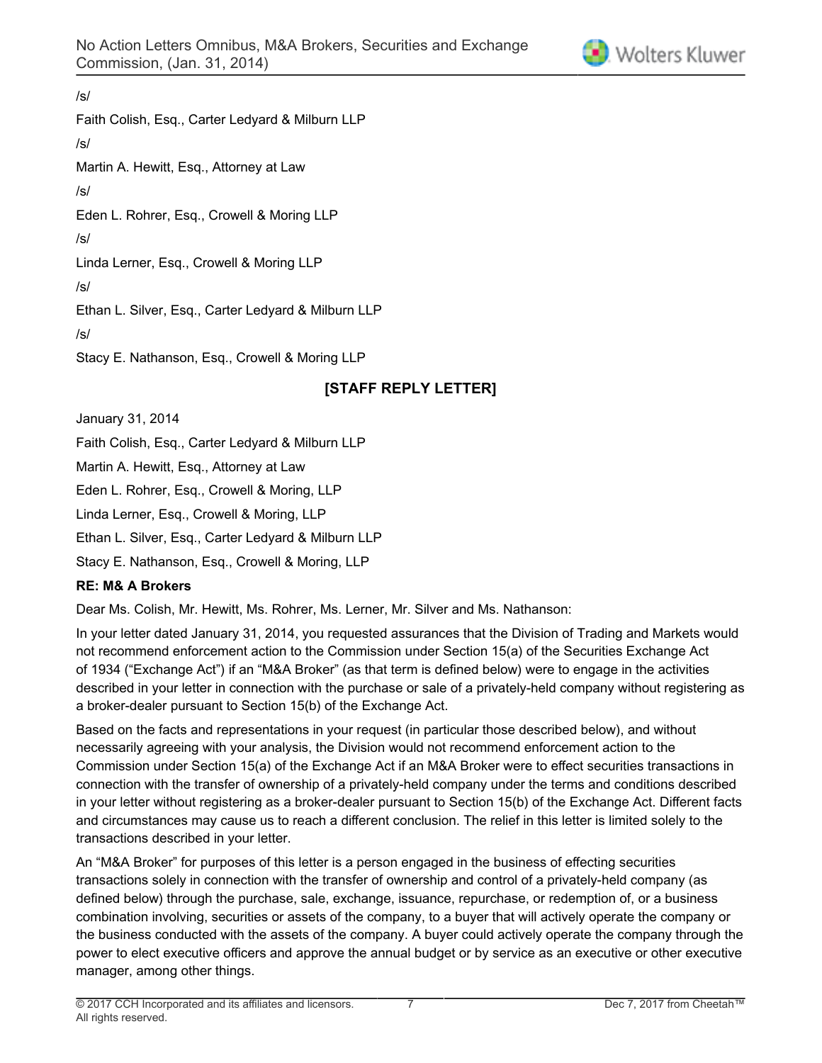/s/

Faith Colish, Esq., Carter Ledyard & Milburn LLP

/s/

Martin A. Hewitt, Esq., Attorney at Law

/s/

Eden L. Rohrer, Esq., Crowell & Moring LLP

/s/

Linda Lerner, Esq., Crowell & Moring LLP

/s/

Ethan L. Silver, Esq., Carter Ledyard & Milburn LLP

/s/

Stacy E. Nathanson, Esq., Crowell & Moring LLP

## [STAFF REPLY LETTER]

January 31, 2014

Faith Colish, Esq., Carter Ledyard & Milburn LLP

Martin A. Hewitt, Esq., Attorney at Law

Eden L. Rohrer, Esq., Crowell & Moring, LLP

Linda Lerner, Esq., Crowell & Moring, LLP

Ethan L. Silver, Esq., Carter Ledyard & Milburn LLP

Stacy E. Nathanson, Esq., Crowell & Moring, LLP

**RE: M& A Brokers**

Dear Ms. Colish, Mr. Hewitt, Ms. Rohrer, Ms. Lerner, Mr. Silver and Ms. Nathanson:

In your letter dated January 31, 2014, you requested assurances that the Division of Trading and Markets would not recommend enforcement action to the Commission under Section 15(a) of the Securities Exchange Act of 1934 ("Exchange Act") if an "M&A Broker" (as that term is defined below) were to engage in the activities described in your letter in connection with the purchase or sale of a privately-held company without registering as a broker-dealer pursuant to Section 15(b) of the Exchange Act.

Based on the facts and representations in your request (in particular those described below), and without necessarily agreeing with your analysis, the Division would not recommend enforcement action to the Commission under Section 15(a) of the Exchange Act if an M&A Broker were to effect securities transactions in connection with the transfer of ownership of a privately-held company under the terms and conditions described in your letter without registering as a broker-dealer pursuant to Section 15(b) of the Exchange Act. Different facts and circumstances may cause us to reach a different conclusion. The relief in this letter is limited solely to the transactions described in your letter.

An "M&A Broker" for purposes of this letter is a person engaged in the business of effecting securities transactions solely in connection with the transfer of ownership and control of a privately-held company (as defined below) through the purchase, sale, exchange, issuance, repurchase, or redemption of, or a business combination involving, securities or assets of the company, to a buyer that will actively operate the company or the business conducted with the assets of the company. A buyer could actively operate the company through the power to elect executive officers and approve the annual budget or by service as an executive or other executive manager, among other things.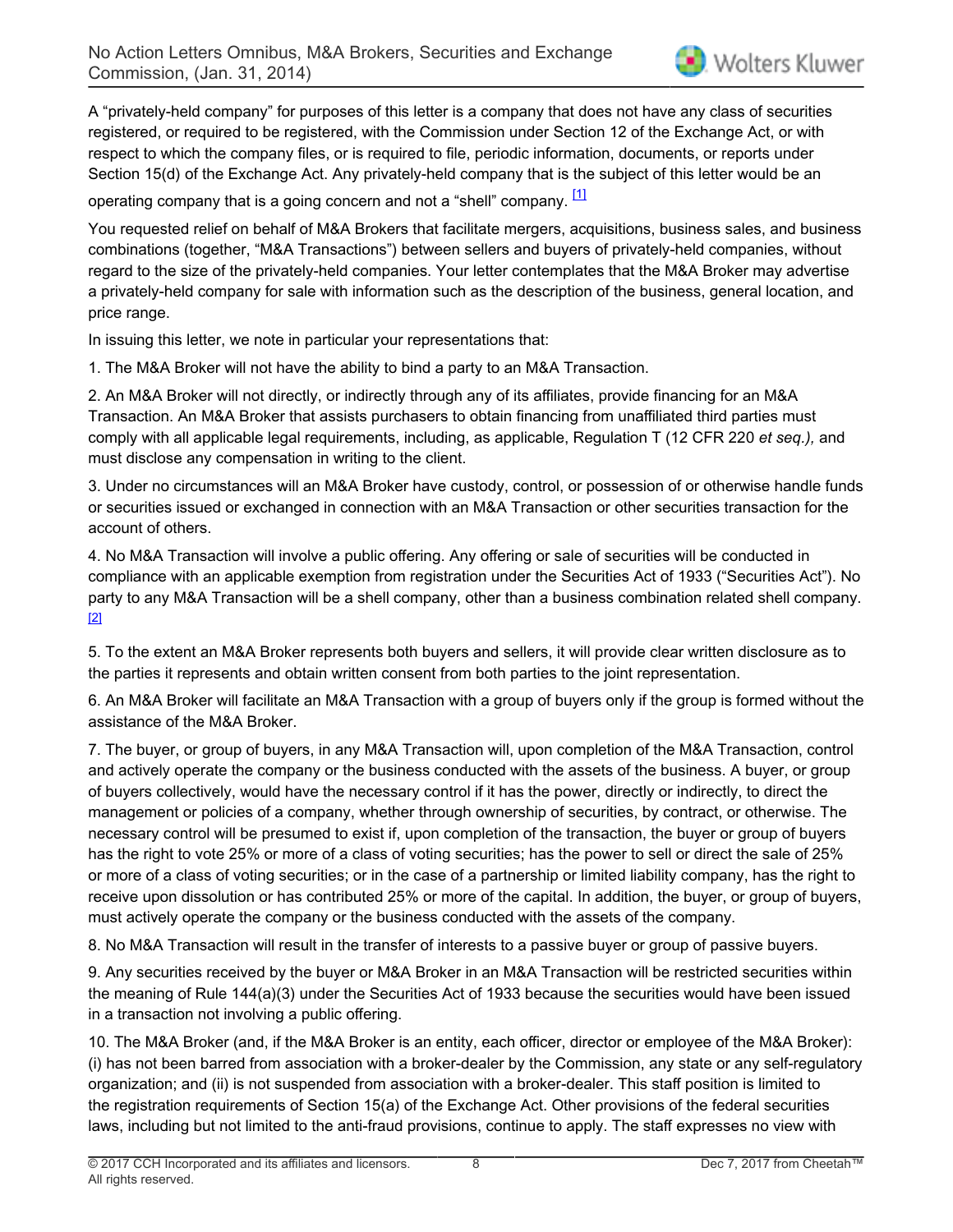A "privately-held company" for purposes of this letter is a company that does not have any class of securities registered, or required to be registered, with the Commission under Section 12 of the Exchange Act, or with respect to which the company files, or is required to file, periodic information, documents, or reports under Section 15(d) of the Exchange Act. Any privately-held company that is the subject of this letter would be an operating company that is a going concern and not a "shell" company. [1]

You requested relief on behalf of M&A Brokers that facilitate mergers, acquisitions, business sales, and business combinations (together, "M&A Transactions") between sellers and buyers of privately-held companies, without regard to the size of the privately-held companies. Your letter contemplates that the M&A Broker may advertise a privately-held company for sale with information such as the description of the business, general location, and price range.

In issuing this letter, we note in particular your representations that:

1. The M&A Broker will not have the ability to bind a party to an M&A Transaction.

2. An M&A Broker will not directly, or indirectly through any of its affiliates, provide financing for an M&A Transaction. An M&A Broker that assists purchasers to obtain financing from unaffiliated third parties must comply with all applicable legal requirements, including, as applicable, Regulation T (12 CFR 220 *et seq.),* and must disclose any compensation in writing to the client.

3. Under no circumstances will an M&A Broker have custody, control, or possession of or otherwise handle funds or securities issued or exchanged in connection with an M&A Transaction or other securities transaction for the account of others.

4. No M&A Transaction will involve a public offering. Any offering or sale of securities will be conducted in compliance with an applicable exemption from registration under the Securities Act of 1933 ("Securities Act"). No party to any M&A Transaction will be a shell company, other than a business combination related shell company. [2]

5. To the extent an M&A Broker represents both buyers and sellers, it will provide clear written disclosure as to the parties it represents and obtain written consent from both parties to the joint representation.

6. An M&A Broker will facilitate an M&A Transaction with a group of buyers only if the group is formed without the assistance of the M&A Broker.

7. The buyer, or group of buyers, in any M&A Transaction will, upon completion of the M&A Transaction, control and actively operate the company or the business conducted with the assets of the business. A buyer, or group of buyers collectively, would have the necessary control if it has the power, directly or indirectly, to direct the management or policies of a company, whether through ownership of securities, by contract, or otherwise. The necessary control will be presumed to exist if, upon completion of the transaction, the buyer or group of buyers has the right to vote 25% or more of a class of voting securities; has the power to sell or direct the sale of 25% or more of a class of voting securities; or in the case of a partnership or limited liability company, has the right to receive upon dissolution or has contributed 25% or more of the capital. In addition, the buyer, or group of buyers, must actively operate the company or the business conducted with the assets of the company.

8. No M&A Transaction will result in the transfer of interests to a passive buyer or group of passive buyers.

9. Any securities received by the buyer or M&A Broker in an M&A Transaction will be restricted securities within the meaning of Rule 144(a)(3) under the Securities Act of 1933 because the securities would have been issued in a transaction not involving a public offering.

10. The M&A Broker (and, if the M&A Broker is an entity, each officer, director or employee of the M&A Broker): (i) has not been barred from association with a broker-dealer by the Commission, any state or any self-regulatory organization; and (ii) is not suspended from association with a broker-dealer. This staff position is limited to the registration requirements of Section 15(a) of the Exchange Act. Other provisions of the federal securities laws, including but not limited to the anti-fraud provisions, continue to apply. The staff expresses no view with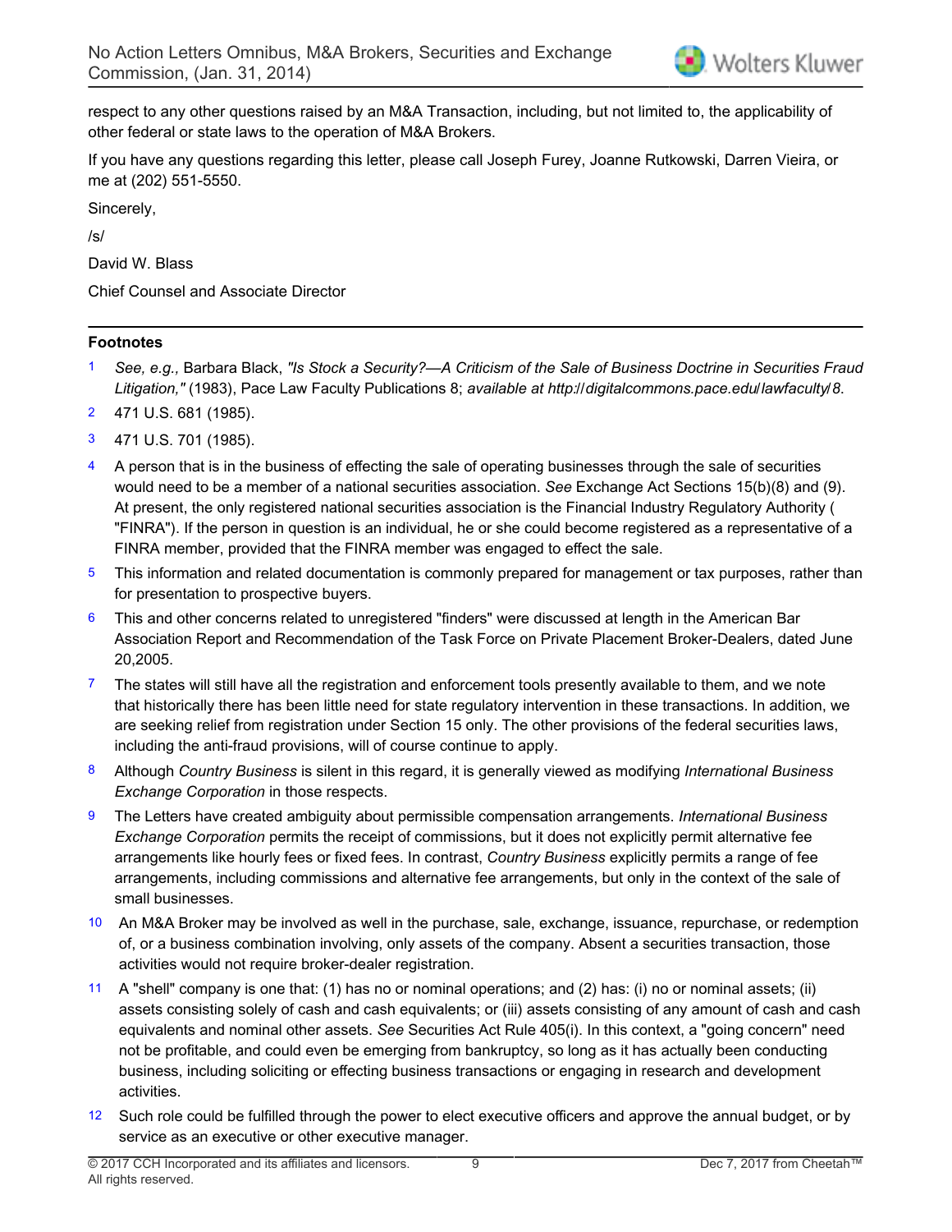respect to any other questions raised by an M&A Transaction, including, but not limited to, the applicability of other federal or state laws to the operation of M&A Brokers.

If you have any questions regarding this letter, please call Joseph Furey, Joanne Rutkowski, Darren Vieira, or me at (202) 551-5550.

Sincerely,

/s/

David W. Blass

Chief Counsel and Associate Director

---

**Footnotes**

1 *See, e.g.,* Barbara Black, *"Is Stock a Security?—A Criticism of the Sale of Business Doctrine in Securities Fraud Litigation,"* (1983), Pace Law Faculty Publications 8; *available at http://digitalcommons.pace.edu/lawfaculty/8*.

2 471 U.S. 681 (1985).

3 471 U.S. 701 (1985).

4 A person that is in the business of effecting the sale of operating businesses through the sale of securities would need to be a member of a national securities association. *See* Exchange Act Sections 15(b)(8) and (9). At present, the only registered national securities association is the Financial Industry Regulatory Authority ( "FINRA"). If the person in question is an individual, he or she could become registered as a representative of a FINRA member, provided that the FINRA member was engaged to effect the sale.

5 This information and related documentation is commonly prepared for management or tax purposes, rather than for presentation to prospective buyers.

6 This and other concerns related to unregistered "finders" were discussed at length in the American Bar Association Report and Recommendation of the Task Force on Private Placement Broker-Dealers, dated June 20,2005.

7 The states will still have all the registration and enforcement tools presently available to them, and we note that historically there has been little need for state regulatory intervention in these transactions. In addition, we are seeking relief from registration under Section 15 only. The other provisions of the federal securities laws, including the anti-fraud provisions, will of course continue to apply.

8 Although *Country Business* is silent in this regard, it is generally viewed as modifying *International Business Exchange Corporation* in those respects.

9 The Letters have created ambiguity about permissible compensation arrangements. *International Business Exchange Corporation* permits the receipt of commissions, but it does not explicitly permit alternative fee arrangements like hourly fees or fixed fees. In contrast, *Country Business* explicitly permits a range of fee arrangements, including commissions and alternative fee arrangements, but only in the context of the sale of small businesses.

10 An M&A Broker may be involved as well in the purchase, sale, exchange, issuance, repurchase, or redemption of, or a business combination involving, only assets of the company. Absent a securities transaction, those activities would not require broker-dealer registration.

11 A "shell" company is one that: (1) has no or nominal operations; and (2) has: (i) no or nominal assets; (ii) assets consisting solely of cash and cash equivalents; or (iii) assets consisting of any amount of cash and cash equivalents and nominal other assets. *See* Securities Act Rule 405(i). In this context, a "going concern" need not be profitable, and could even be emerging from bankruptcy, so long as it has actually been conducting business, including soliciting or effecting business transactions or engaging in research and development activities.

12 Such role could be fulfilled through the power to elect executive officers and approve the annual budget, or by service as an executive or other executive manager.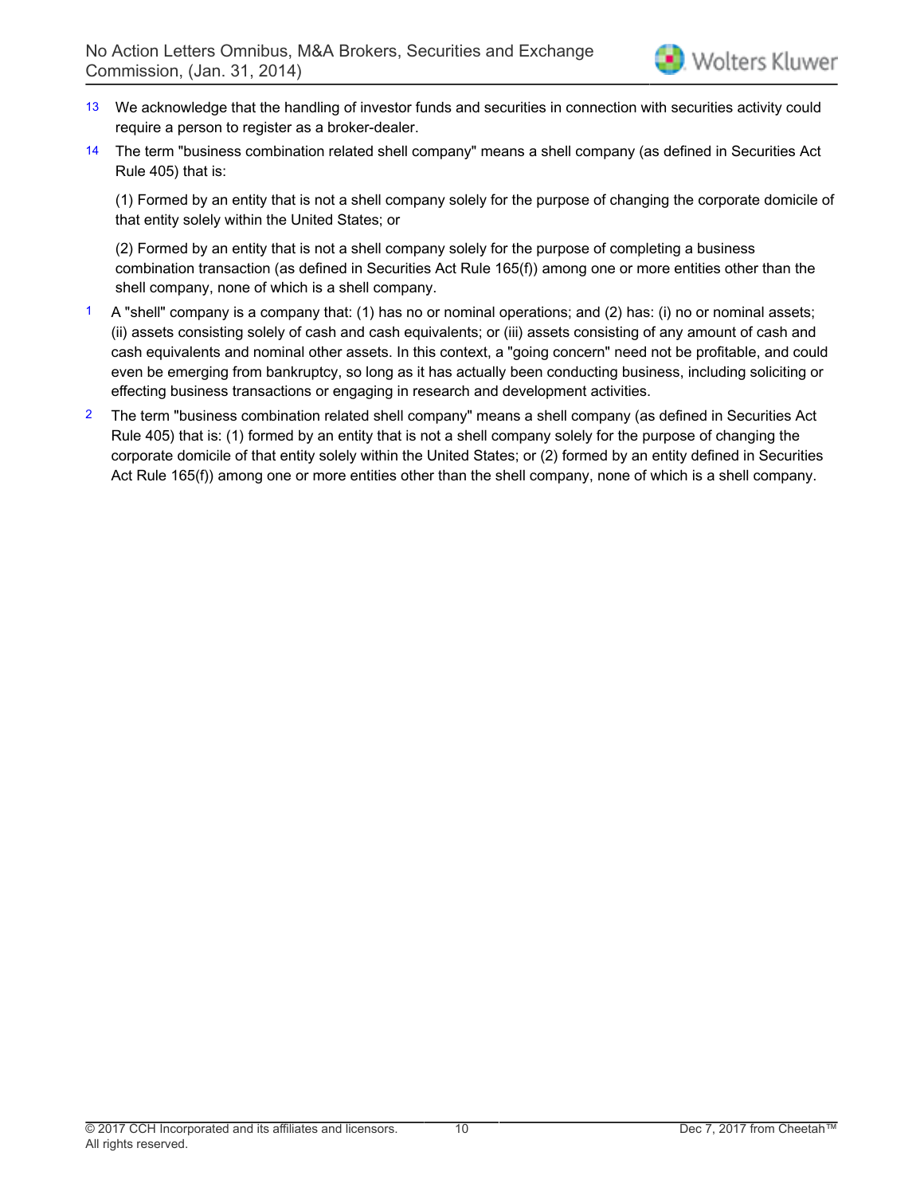13 We acknowledge that the handling of investor funds and securities in connection with securities activity could require a person to register as a broker-dealer.

14 The term "business combination related shell company" means a shell company (as defined in Securities Act Rule 405) that is:

(1) Formed by an entity that is not a shell company solely for the purpose of changing the corporate domicile of that entity solely within the United States; or

(2) Formed by an entity that is not a shell company solely for the purpose of completing a business combination transaction (as defined in Securities Act Rule 165(f)) among one or more entities other than the shell company, none of which is a shell company.

1 A "shell" company is a company that: (1) has no or nominal operations; and (2) has: (i) no or nominal assets; (ii) assets consisting solely of cash and cash equivalents; or (iii) assets consisting of any amount of cash and cash equivalents and nominal other assets. In this context, a "going concern" need not be profitable, and could even be emerging from bankruptcy, so long as it has actually been conducting business, including soliciting or effecting business transactions or engaging in research and development activities.

2 The term "business combination related shell company" means a shell company (as defined in Securities Act Rule 405) that is: (1) formed by an entity that is not a shell company solely for the purpose of changing the corporate domicile of that entity solely within the United States; or (2) formed by an entity defined in Securities Act Rule 165(f)) among one or more entities other than the shell company, none of which is a shell company.